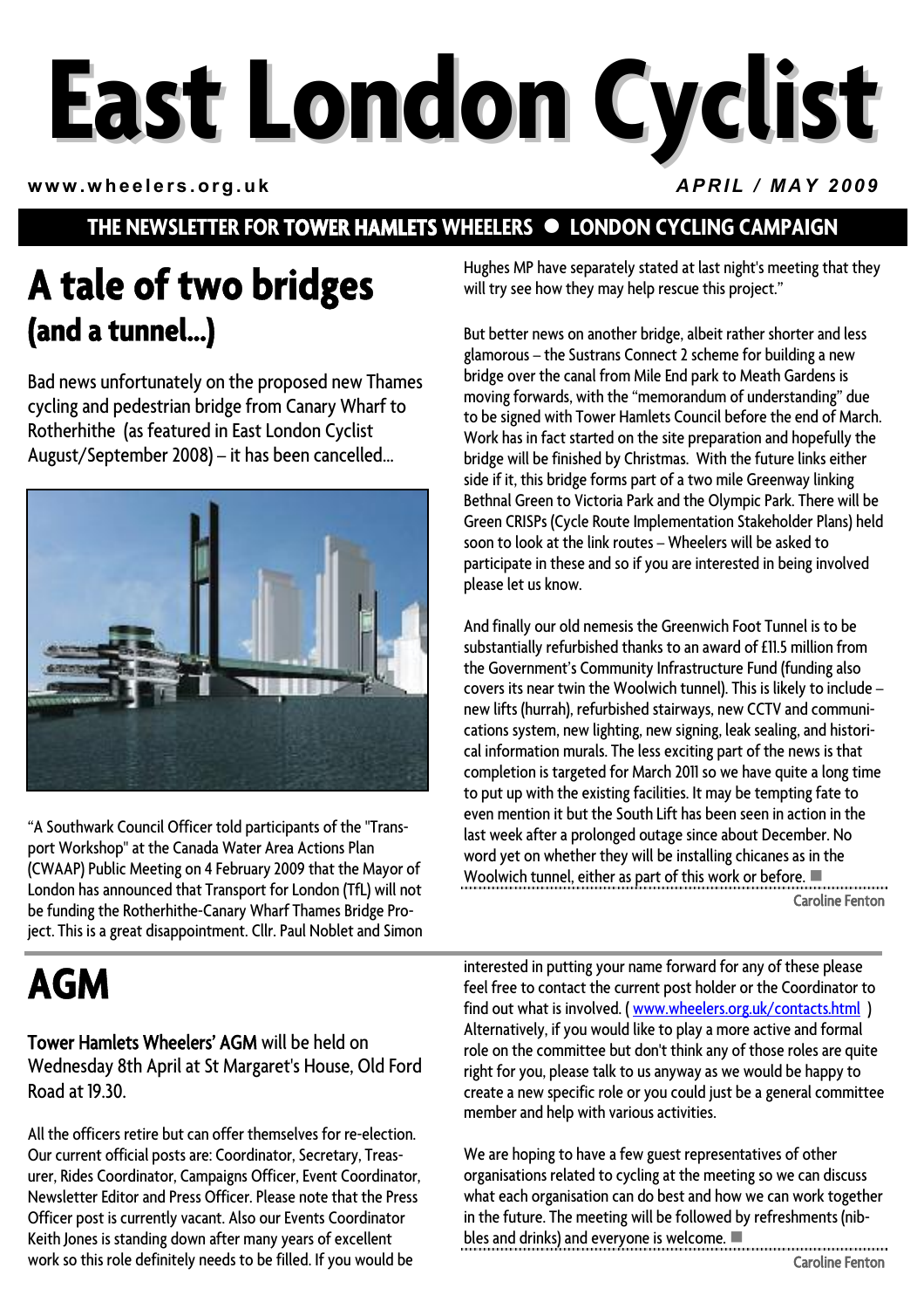# East London Cyclist

www.wheelers.org.uk

APRIL / MAY 2009

THE NEWSLETTER FOR TOWER HAMLETS WHEELERS ● LONDON CYCLING CAMPAIGN

## A tale of two bridges
### (and a tunnel...)

Bad news unfortunately on the proposed new Thames cycling and pedestrian bridge from Canary Wharf to Rotherhithe (as featured in East London Cyclist August/September 2008) – it has been cancelled...

"A Southwark Council Officer told participants of the "Transport Workshop" at the Canada Water Area Actions Plan (CWAAP) Public Meeting on 4 February 2009 that the Mayor of London has announced that Transport for London (TfL) will not be funding the Rotherhithe-Canary Wharf Thames Bridge Project. This is a great disappointment. Cllr. Paul Noblet and Simon Hughes MP have separately stated at last night's meeting that they will try see how they may help rescue this project."

But better news on another bridge, albeit rather shorter and less glamorous – the Sustrans Connect 2 scheme for building a new bridge over the canal from Mile End park to Meath Gardens is moving forwards, with the "memorandum of understanding" due to be signed with Tower Hamlets Council before the end of March. Work has in fact started on the site preparation and hopefully the bridge will be finished by Christmas. With the future links either side if it, this bridge forms part of a two mile Greenway linking Bethnal Green to Victoria Park and the Olympic Park. There will be Green CRISPs (Cycle Route Implementation Stakeholder Plans) held soon to look at the link routes – Wheelers will be asked to participate in these and so if you are interested in being involved please let us know.

And finally our old nemesis the Greenwich Foot Tunnel is to be substantially refurbished thanks to an award of £11.5 million from the Government's Community Infrastructure Fund (funding also covers its near twin the Woolwich tunnel). This is likely to include – new lifts (hurrah), refurbished stairways, new CCTV and communications system, new lighting, new signing, leak sealing, and historical information murals. The less exciting part of the news is that completion is targeted for March 2011 so we have quite a long time to put up with the existing facilities. It may be tempting fate to even mention it but the South Lift has been seen in action in the last week after a prolonged outage since about December. No word yet on whether they will be installing chicanes as in the Woolwich tunnel, either as part of this work or before. ■

Caroline Fenton

## AGM

**Tower Hamlets Wheelers' AGM** will be held on Wednesday 8th April at St Margaret's House, Old Ford Road at 19.30.

All the officers retire but can offer themselves for re-election. Our current official posts are: Coordinator, Secretary, Treasurer, Rides Coordinator, Campaigns Officer, Event Coordinator, Newsletter Editor and Press Officer. Please note that the Press Officer post is currently vacant. Also our Events Coordinator Keith Jones is standing down after many years of excellent work so this role definitely needs to be filled. If you would be interested in putting your name forward for any of these please feel free to contact the current post holder or the Coordinator to find out what is involved. ( www.wheelers.org.uk/contacts.html ) Alternatively, if you would like to play a more active and formal role on the committee but don't think any of those roles are quite right for you, please talk to us anyway as we would be happy to create a new specific role or you could just be a general committee member and help with various activities.

We are hoping to have a few guest representatives of other organisations related to cycling at the meeting so we can discuss what each organisation can do best and how we can work together in the future. The meeting will be followed by refreshments (nibbles and drinks) and everyone is welcome. ■

Caroline Fenton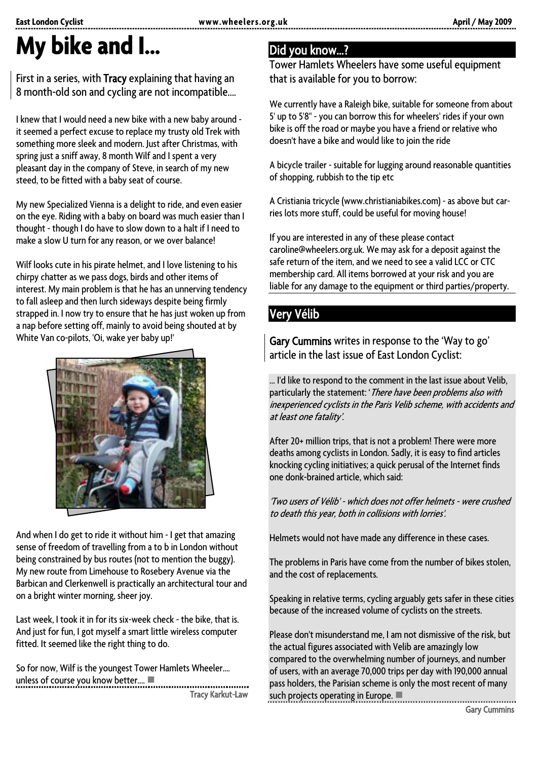# My bike and I...

First in a series, with **Tracy** explaining that having an 8 month-old son and cycling are not incompatible....

I knew that I would need a new bike with a new baby around - it seemed a perfect excuse to replace my trusty old Trek with something more sleek and modern. Just after Christmas, with spring just a sniff away, 8 month Wilf and I spent a very pleasant day in the company of Steve, in search of my new steed, to be fitted with a baby seat of course.

My new Specialized Vienna is a delight to ride, and even easier on the eye. Riding with a baby on board was much easier than I thought - though I do have to slow down to a halt if I need to make a slow U turn for any reason, or we over balance!

Wilf looks cute in his pirate helmet, and I love listening to his chirpy chatter as we pass dogs, birds and other items of interest. My main problem is that he has an unnerving tendency to fall asleep and then lurch sideways despite being firmly strapped in. I now try to ensure that he has just woken up from a nap before setting off, mainly to avoid being shouted at by White Van co-pilots, 'Oi, wake yer baby up!'

And when I do get to ride it without him - I get that amazing sense of freedom of travelling from a to b in London without being constrained by bus routes (not to mention the buggy). My new route from Limehouse to Rosebery Avenue via the Barbican and Clerkenwell is practically an architectural tour and on a bright winter morning, sheer joy.

Last week, I took it in for its six-week check - the bike, that is. And just for fun, I got myself a smart little wireless computer fitted. It seemed like the right thing to do.

So for now, Wilf is the youngest Tower Hamlets Wheeler.... unless of course you know better.... ■

Tracy Karkut-Law

## Did you know...?

Tower Hamlets Wheelers have some useful equipment that is available for you to borrow:

We currently have a Raleigh bike, suitable for someone from about 5' up to 5'8" - you can borrow this for wheelers' rides if your own bike is off the road or maybe you have a friend or relative who doesn't have a bike and would like to join the ride

A bicycle trailer - suitable for lugging around reasonable quantities of shopping, rubbish to the tip etc

A Cristiania tricycle (www.christianiabikes.com) - as above but carries lots more stuff, could be useful for moving house!

If you are interested in any of these please contact caroline@wheelers.org.uk. We may ask for a deposit against the safe return of the item, and we need to see a valid LCC or CTC membership card. All items borrowed at your risk and you are liable for any damage to the equipment or third parties/property.

## Very Vélib

**Gary Cummins** writes in response to the 'Way to go' article in the last issue of East London Cyclist:

... I'd like to respond to the comment in the last issue about Velib, particularly the statement: '*There have been problems also with inexperienced cyclists in the Paris Velib scheme, with accidents and at least one fatality*'.

After 20+ million trips, that is not a problem! There were more deaths among cyclists in London. Sadly, it is easy to find articles knocking cycling initiatives; a quick perusal of the Internet finds one donk-brained article, which said:

*'Two users of Vélib' - which does not offer helmets - were crushed to death this year, both in collisions with lorries'.*

Helmets would not have made any difference in these cases.

The problems in Paris have come from the number of bikes stolen, and the cost of replacements.

Speaking in relative terms, cycling arguably gets safer in these cities because of the increased volume of cyclists on the streets.

Please don't misunderstand me, I am not dismissive of the risk, but the actual figures associated with Velib are amazingly low compared to the overwhelming number of journeys, and number of users, with an average 70,000 trips per day with 190,000 annual pass holders, the Parisian scheme is only the most recent of many such projects operating in Europe. ■

Gary Cummins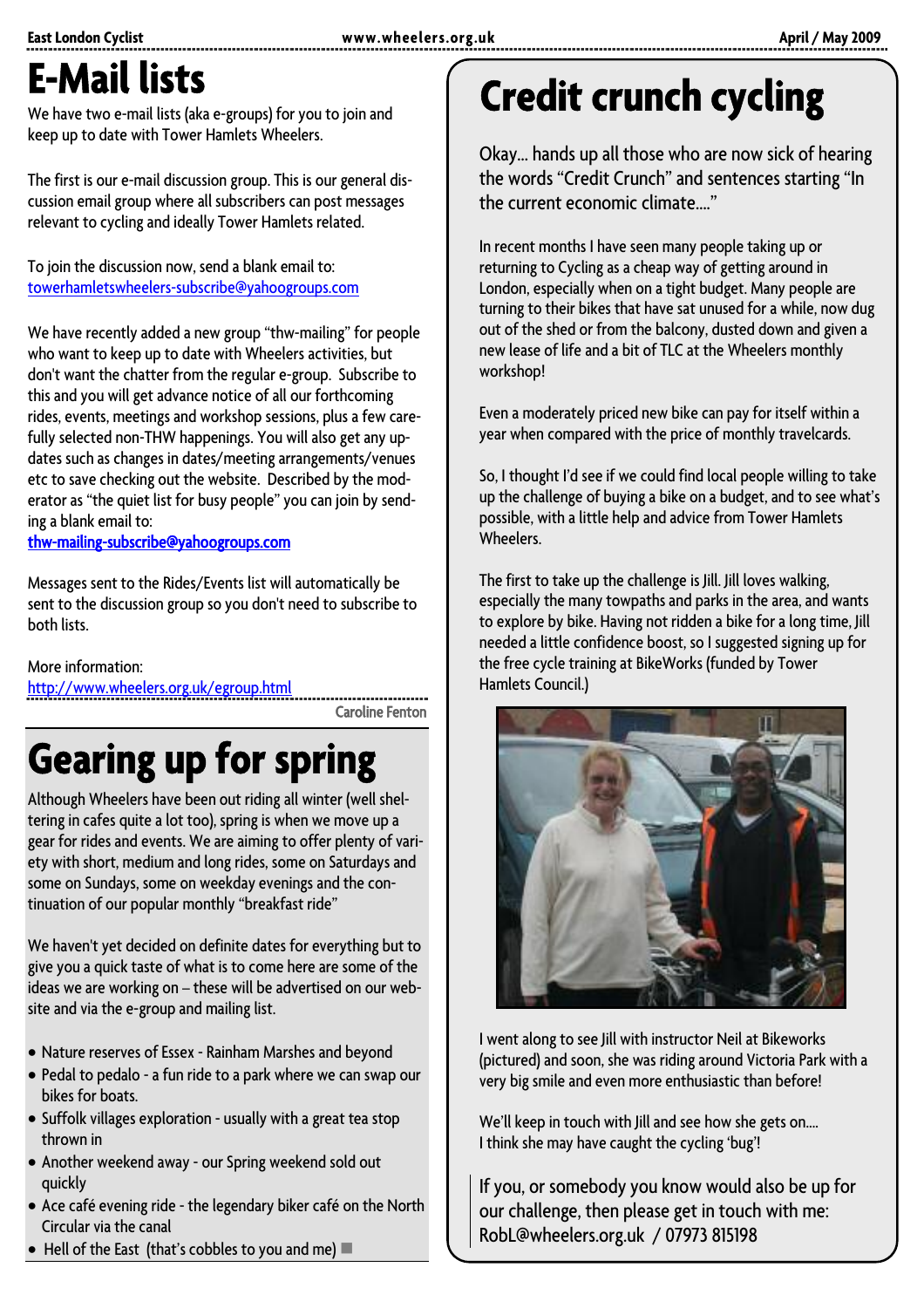# E-Mail lists

We have two e-mail lists (aka e-groups) for you to join and keep up to date with Tower Hamlets Wheelers.

The first is our e-mail discussion group. This is our general discussion email group where all subscribers can post messages relevant to cycling and ideally Tower Hamlets related.

To join the discussion now, send a blank email to:
towerhamletswheelers-subscribe@yahoogroups.com

We have recently added a new group "thw-mailing" for people who want to keep up to date with Wheelers activities, but don't want the chatter from the regular e-group. Subscribe to this and you will get advance notice of all our forthcoming rides, events, meetings and workshop sessions, plus a few carefully selected non-THW happenings. You will also get any updates such as changes in dates/meeting arrangements/venues etc to save checking out the website. Described by the moderator as "the quiet list for busy people" you can join by sending a blank email to:
**thw-mailing-subscribe@yahoogroups.com**

Messages sent to the Rides/Events list will automatically be sent to the discussion group so you don't need to subscribe to both lists.

More information:
http://www.wheelers.org.uk/egroup.html

Caroline Fenton

# Gearing up for spring

Although Wheelers have been out riding all winter (well sheltering in cafes quite a lot too), spring is when we move up a gear for rides and events. We are aiming to offer plenty of variety with short, medium and long rides, some on Saturdays and some on Sundays, some on weekday evenings and the continuation of our popular monthly "breakfast ride"

We haven't yet decided on definite dates for everything but to give you a quick taste of what is to come here are some of the ideas we are working on – these will be advertised on our website and via the e-group and mailing list.

- Nature reserves of Essex - Rainham Marshes and beyond
- Pedal to pedalo - a fun ride to a park where we can swap our bikes for boats.
- Suffolk villages exploration - usually with a great tea stop thrown in
- Another weekend away - our Spring weekend sold out quickly
- Ace café evening ride - the legendary biker café on the North Circular via the canal
- Hell of the East (that's cobbles to you and me)

# Credit crunch cycling

Okay... hands up all those who are now sick of hearing the words "Credit Crunch" and sentences starting "In the current economic climate...."

In recent months I have seen many people taking up or returning to Cycling as a cheap way of getting around in London, especially when on a tight budget. Many people are turning to their bikes that have sat unused for a while, now dug out of the shed or from the balcony, dusted down and given a new lease of life and a bit of TLC at the Wheelers monthly workshop!

Even a moderately priced new bike can pay for itself within a year when compared with the price of monthly travelcards.

So, I thought I'd see if we could find local people willing to take up the challenge of buying a bike on a budget, and to see what's possible, with a little help and advice from Tower Hamlets Wheelers.

The first to take up the challenge is Jill. Jill loves walking, especially the many towpaths and parks in the area, and wants to explore by bike. Having not ridden a bike for a long time, Jill needed a little confidence boost, so I suggested signing up for the free cycle training at BikeWorks (funded by Tower Hamlets Council.)

I went along to see Jill with instructor Neil at Bikeworks (pictured) and soon, she was riding around Victoria Park with a very big smile and even more enthusiastic than before!

We'll keep in touch with Jill and see how she gets on....
I think she may have caught the cycling 'bug'!

If you, or somebody you know would also be up for our challenge, then please get in touch with me:
RobL@wheelers.org.uk / 07973 815198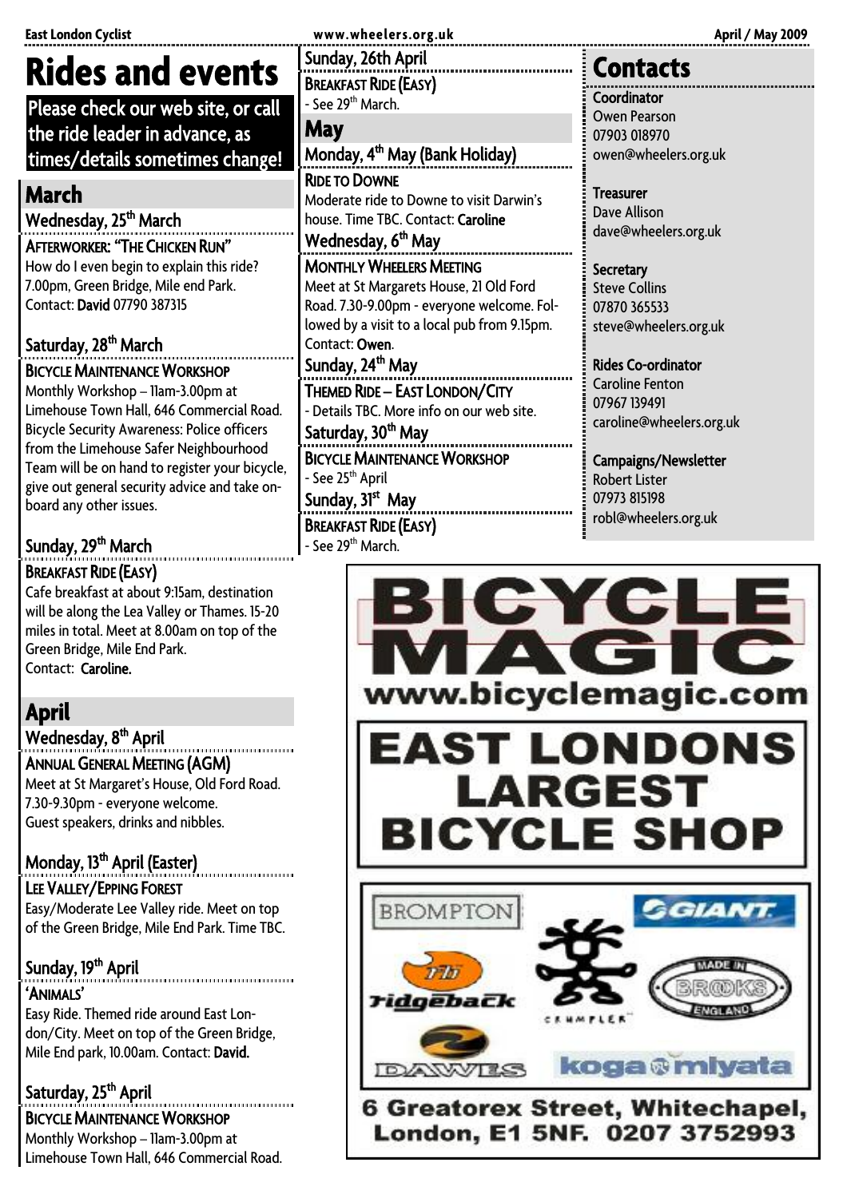# Rides and events

**Please check our web site, or call the ride leader in advance, as times/details sometimes change!**

## March

### Wednesday, 25th March

**AFTERWORKER: "THE CHICKEN RUN"**
How do I even begin to explain this ride? 7.00pm, Green Bridge, Mile end Park. Contact: **David** 07790 387315

### Saturday, 28th March

**BICYCLE MAINTENANCE WORKSHOP**
Monthly Workshop – 11am-3.00pm at Limehouse Town Hall, 646 Commercial Road. Bicycle Security Awareness: Police officers from the Limehouse Safer Neighbourhood Team will be on hand to register your bicycle, give out general security advice and take on-board any other issues.

### Sunday, 29th March

**BREAKFAST RIDE (EASY)**
Cafe breakfast at about 9:15am, destination will be along the Lea Valley or Thames. 15-20 miles in total. Meet at 8.00am on top of the Green Bridge, Mile End Park.
Contact: **Caroline.**

## April

### Wednesday, 8th April

**ANNUAL GENERAL MEETING (AGM)**
Meet at St Margaret's House, Old Ford Road. 7.30-9.30pm - everyone welcome. Guest speakers, drinks and nibbles.

### Monday, 13th April (Easter)

**LEE VALLEY/EPPING FOREST**
Easy/Moderate Lee Valley ride. Meet on top of the Green Bridge, Mile End Park. Time TBC.

### Sunday, 19th April

**'ANIMALS'**
Easy Ride. Themed ride around East London/City. Meet on top of the Green Bridge, Mile End park, 10.00am. Contact: **David.**

### Saturday, 25th April

**BICYCLE MAINTENANCE WORKSHOP**
Monthly Workshop – 11am-3.00pm at Limehouse Town Hall, 646 Commercial Road.

### Sunday, 26th April

**BREAKFAST RIDE (EASY)**
- See 29th March.

## May

### Monday, 4th May (Bank Holiday)

**RIDE TO DOWNE**
Moderate ride to Downe to visit Darwin's house. Time TBC. Contact: **Caroline**

### Wednesday, 6th May

**MONTHLY WHEELERS MEETING**
Meet at St Margarets House, 21 Old Ford Road. 7.30-9.00pm - everyone welcome. Followed by a visit to a local pub from 9.15pm. Contact: **Owen**.

### Sunday, 24th May

**THEMED RIDE – EAST LONDON/CITY**
- Details TBC. More info on our web site.

### Saturday, 30th May

**BICYCLE MAINTENANCE WORKSHOP**
- See 25th April

### Sunday, 31st May

**BREAKFAST RIDE (EASY)**
- See 29th March.

# Contacts

**Coordinator**
Owen Pearson
07903 018970
owen@wheelers.org.uk

**Treasurer**
Dave Allison
dave@wheelers.org.uk

**Secretary**
Steve Collins
07870 365533
steve@wheelers.org.uk

**Rides Co-ordinator**
Caroline Fenton
07967 139491
caroline@wheelers.org.uk

**Campaigns/Newsletter**
Robert Lister
07973 815198
robl@wheelers.org.uk

**BICYCLE MAGIC**
www.bicyclemagic.com

**EAST LONDONS LARGEST BICYCLE SHOP**

BROMPTON · GIANT · Ridgeback · CRUMPLER · BROOKS MADE IN ENGLAND · DAWES · koga miyata

**6 Greatorex Street, Whitechapel, London, E1 5NF. 0207 3752993**